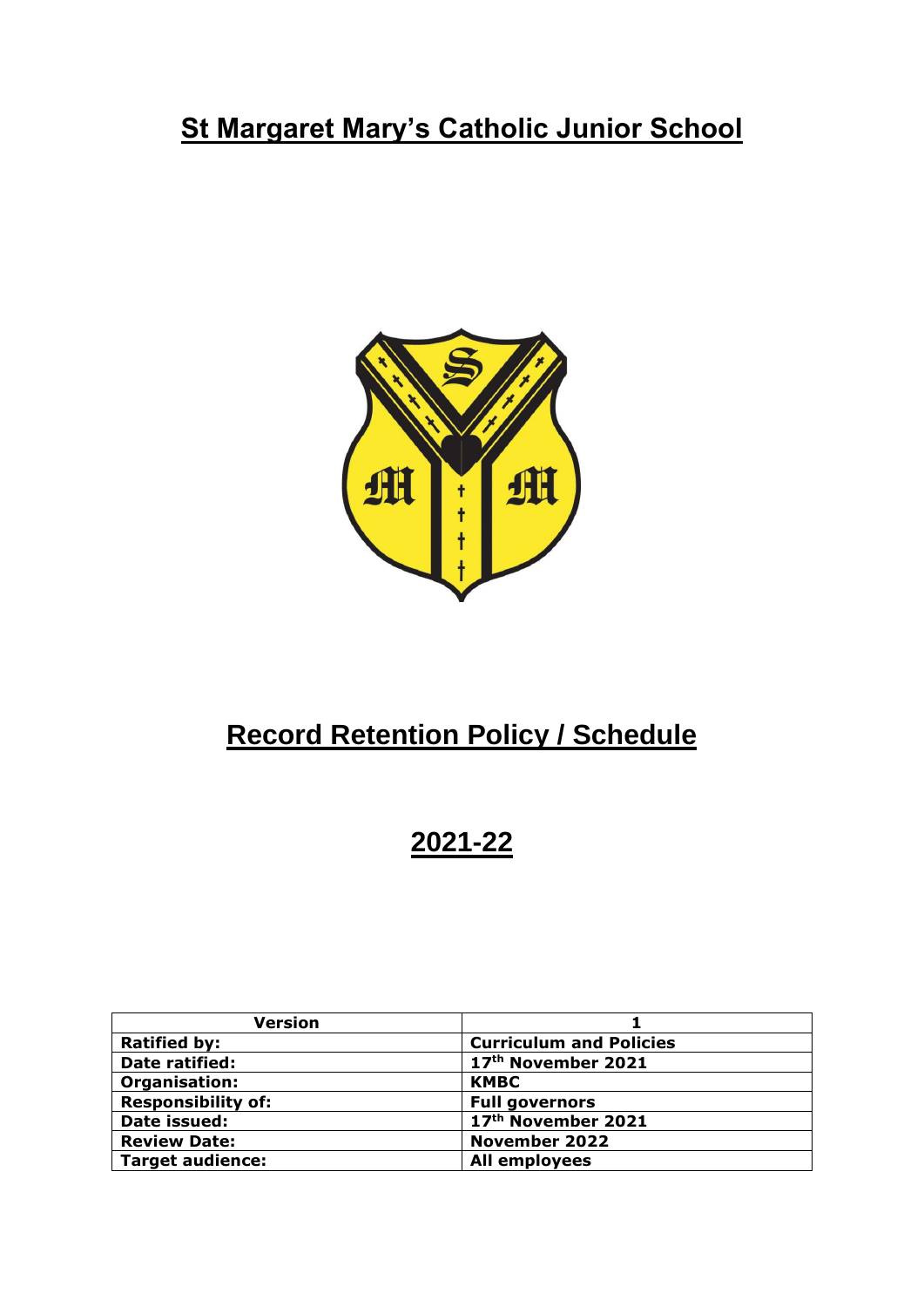# St Margaret Mary's Catholic Junior School

# Record Retention Policy / Schedule

## 2021-22

| Version | 1 |
|---|---|
| **Ratified by:** | **Curriculum and Policies** |
| **Date ratified:** | **17th November 2021** |
| **Organisation:** | **KMBC** |
| **Responsibility of:** | **Full governors** |
| **Date issued:** | **17th November 2021** |
| **Review Date:** | **November 2022** |
| **Target audience:** | **All employees** |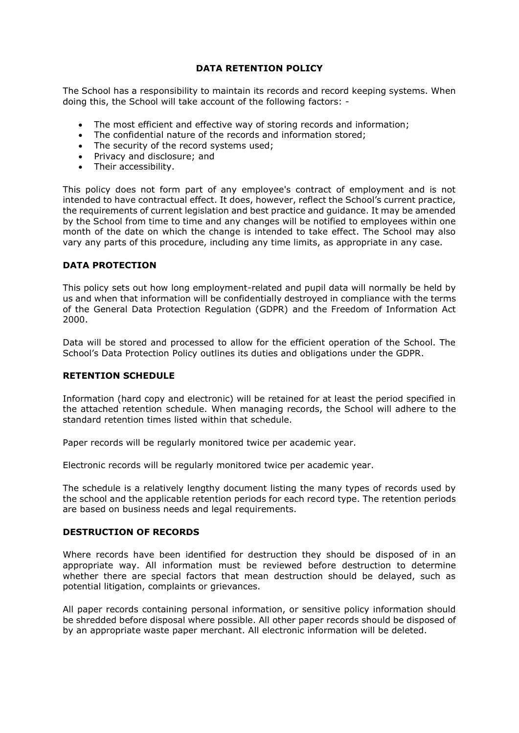# DATA RETENTION POLICY

The School has a responsibility to maintain its records and record keeping systems. When doing this, the School will take account of the following factors: -

- The most efficient and effective way of storing records and information;
- The confidential nature of the records and information stored;
- The security of the record systems used;
- Privacy and disclosure; and
- Their accessibility.

This policy does not form part of any employee's contract of employment and is not intended to have contractual effect. It does, however, reflect the School's current practice, the requirements of current legislation and best practice and guidance. It may be amended by the School from time to time and any changes will be notified to employees within one month of the date on which the change is intended to take effect. The School may also vary any parts of this procedure, including any time limits, as appropriate in any case.

## DATA PROTECTION

This policy sets out how long employment-related and pupil data will normally be held by us and when that information will be confidentially destroyed in compliance with the terms of the General Data Protection Regulation (GDPR) and the Freedom of Information Act 2000.

Data will be stored and processed to allow for the efficient operation of the School. The School's Data Protection Policy outlines its duties and obligations under the GDPR.

## RETENTION SCHEDULE

Information (hard copy and electronic) will be retained for at least the period specified in the attached retention schedule. When managing records, the School will adhere to the standard retention times listed within that schedule.

Paper records will be regularly monitored twice per academic year.

Electronic records will be regularly monitored twice per academic year.

The schedule is a relatively lengthy document listing the many types of records used by the school and the applicable retention periods for each record type. The retention periods are based on business needs and legal requirements.

## DESTRUCTION OF RECORDS

Where records have been identified for destruction they should be disposed of in an appropriate way. All information must be reviewed before destruction to determine whether there are special factors that mean destruction should be delayed, such as potential litigation, complaints or grievances.

All paper records containing personal information, or sensitive policy information should be shredded before disposal where possible. All other paper records should be disposed of by an appropriate waste paper merchant. All electronic information will be deleted.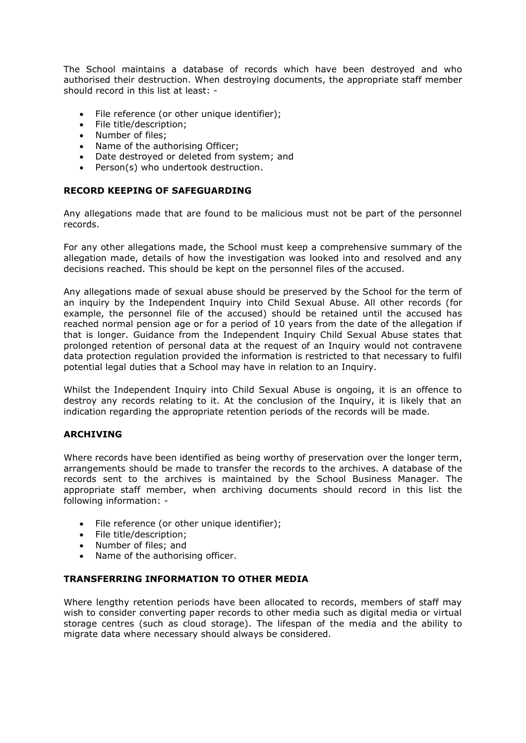The School maintains a database of records which have been destroyed and who authorised their destruction. When destroying documents, the appropriate staff member should record in this list at least: -

- File reference (or other unique identifier);
- File title/description;
- Number of files;
- Name of the authorising Officer;
- Date destroyed or deleted from system; and
- Person(s) who undertook destruction.

## RECORD KEEPING OF SAFEGUARDING

Any allegations made that are found to be malicious must not be part of the personnel records.

For any other allegations made, the School must keep a comprehensive summary of the allegation made, details of how the investigation was looked into and resolved and any decisions reached. This should be kept on the personnel files of the accused.

Any allegations made of sexual abuse should be preserved by the School for the term of an inquiry by the Independent Inquiry into Child Sexual Abuse. All other records (for example, the personnel file of the accused) should be retained until the accused has reached normal pension age or for a period of 10 years from the date of the allegation if that is longer. Guidance from the Independent Inquiry Child Sexual Abuse states that prolonged retention of personal data at the request of an Inquiry would not contravene data protection regulation provided the information is restricted to that necessary to fulfil potential legal duties that a School may have in relation to an Inquiry.

Whilst the Independent Inquiry into Child Sexual Abuse is ongoing, it is an offence to destroy any records relating to it. At the conclusion of the Inquiry, it is likely that an indication regarding the appropriate retention periods of the records will be made.

## ARCHIVING

Where records have been identified as being worthy of preservation over the longer term, arrangements should be made to transfer the records to the archives. A database of the records sent to the archives is maintained by the School Business Manager. The appropriate staff member, when archiving documents should record in this list the following information: -

- File reference (or other unique identifier);
- File title/description;
- Number of files; and
- Name of the authorising officer.

## TRANSFERRING INFORMATION TO OTHER MEDIA

Where lengthy retention periods have been allocated to records, members of staff may wish to consider converting paper records to other media such as digital media or virtual storage centres (such as cloud storage). The lifespan of the media and the ability to migrate data where necessary should always be considered.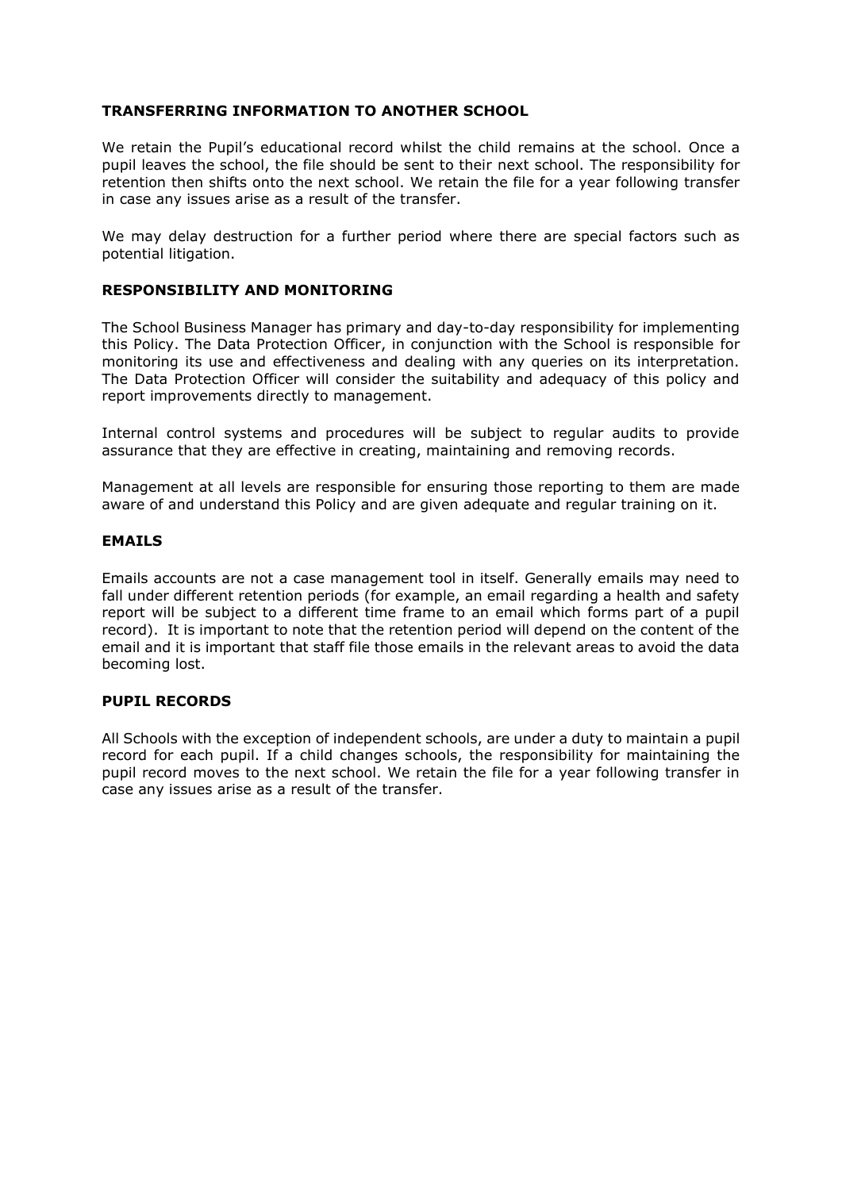**TRANSFERRING INFORMATION TO ANOTHER SCHOOL**

We retain the Pupil's educational record whilst the child remains at the school. Once a pupil leaves the school, the file should be sent to their next school. The responsibility for retention then shifts onto the next school. We retain the file for a year following transfer in case any issues arise as a result of the transfer.

We may delay destruction for a further period where there are special factors such as potential litigation.

**RESPONSIBILITY AND MONITORING**

The School Business Manager has primary and day-to-day responsibility for implementing this Policy. The Data Protection Officer, in conjunction with the School is responsible for monitoring its use and effectiveness and dealing with any queries on its interpretation. The Data Protection Officer will consider the suitability and adequacy of this policy and report improvements directly to management.

Internal control systems and procedures will be subject to regular audits to provide assurance that they are effective in creating, maintaining and removing records.

Management at all levels are responsible for ensuring those reporting to them are made aware of and understand this Policy and are given adequate and regular training on it.

**EMAILS**

Emails accounts are not a case management tool in itself. Generally emails may need to fall under different retention periods (for example, an email regarding a health and safety report will be subject to a different time frame to an email which forms part of a pupil record). It is important to note that the retention period will depend on the content of the email and it is important that staff file those emails in the relevant areas to avoid the data becoming lost.

**PUPIL RECORDS**

All Schools with the exception of independent schools, are under a duty to maintain a pupil record for each pupil. If a child changes schools, the responsibility for maintaining the pupil record moves to the next school. We retain the file for a year following transfer in case any issues arise as a result of the transfer.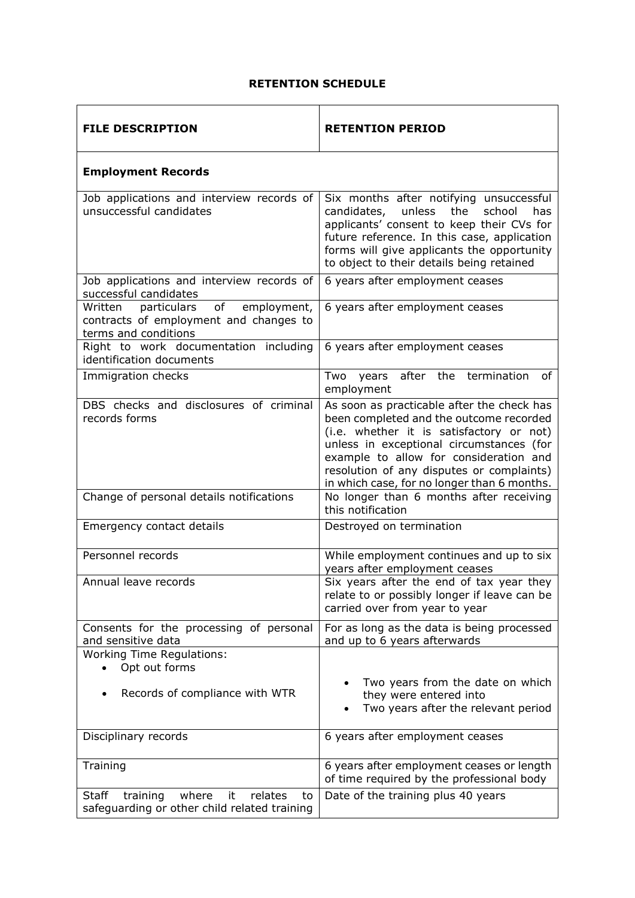**RETENTION SCHEDULE**

| **FILE DESCRIPTION** | **RETENTION PERIOD** |
|---|---|
| **Employment Records** | |
| Job applications and interview records of unsuccessful candidates | Six months after notifying unsuccessful candidates, unless the school has applicants' consent to keep their CVs for future reference. In this case, application forms will give applicants the opportunity to object to their details being retained |
| Job applications and interview records of successful candidates | 6 years after employment ceases |
| Written particulars of employment, contracts of employment and changes to terms and conditions | 6 years after employment ceases |
| Right to work documentation including identification documents | 6 years after employment ceases |
| Immigration checks | Two years after the termination of employment |
| DBS checks and disclosures of criminal records forms | As soon as practicable after the check has been completed and the outcome recorded (i.e. whether it is satisfactory or not) unless in exceptional circumstances (for example to allow for consideration and resolution of any disputes or complaints) in which case, for no longer than 6 months. |
| Change of personal details notifications | No longer than 6 months after receiving this notification |
| Emergency contact details | Destroyed on termination |
| Personnel records | While employment continues and up to six years after employment ceases |
| Annual leave records | Six years after the end of tax year they relate to or possibly longer if leave can be carried over from year to year |
| Consents for the processing of personal and sensitive data | For as long as the data is being processed and up to 6 years afterwards |
| Working Time Regulations:<br>• Opt out forms<br>• Records of compliance with WTR | • Two years from the date on which they were entered into<br>• Two years after the relevant period |
| Disciplinary records | 6 years after employment ceases |
| Training | 6 years after employment ceases or length of time required by the professional body |
| Staff training where it relates to safeguarding or other child related training | Date of the training plus 40 years |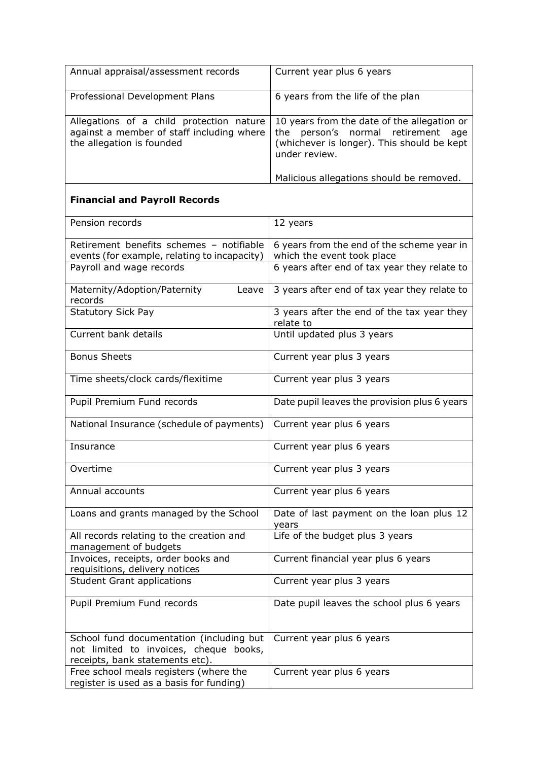| | |
|---|---|
| Annual appraisal/assessment records | Current year plus 6 years |
| Professional Development Plans | 6 years from the life of the plan |
| Allegations of a child protection nature against a member of staff including where the allegation is founded | 10 years from the date of the allegation or the person's normal retirement age (whichever is longer). This should be kept under review.<br><br>Malicious allegations should be removed. |

**Financial and Payroll Records**

| | |
|---|---|
| Pension records | 12 years |
| Retirement benefits schemes – notifiable events (for example, relating to incapacity) | 6 years from the end of the scheme year in which the event took place |
| Payroll and wage records | 6 years after end of tax year they relate to |
| Maternity/Adoption/Paternity Leave records | 3 years after end of tax year they relate to |
| Statutory Sick Pay | 3 years after the end of the tax year they relate to |
| Current bank details | Until updated plus 3 years |
| Bonus Sheets | Current year plus 3 years |
| Time sheets/clock cards/flexitime | Current year plus 3 years |
| Pupil Premium Fund records | Date pupil leaves the provision plus 6 years |
| National Insurance (schedule of payments) | Current year plus 6 years |
| Insurance | Current year plus 6 years |
| Overtime | Current year plus 3 years |
| Annual accounts | Current year plus 6 years |
| Loans and grants managed by the School | Date of last payment on the loan plus 12 years |
| All records relating to the creation and management of budgets | Life of the budget plus 3 years |
| Invoices, receipts, order books and requisitions, delivery notices | Current financial year plus 6 years |
| Student Grant applications | Current year plus 3 years |
| Pupil Premium Fund records | Date pupil leaves the school plus 6 years |
| School fund documentation (including but not limited to invoices, cheque books, receipts, bank statements etc). | Current year plus 6 years |
| Free school meals registers (where the register is used as a basis for funding) | Current year plus 6 years |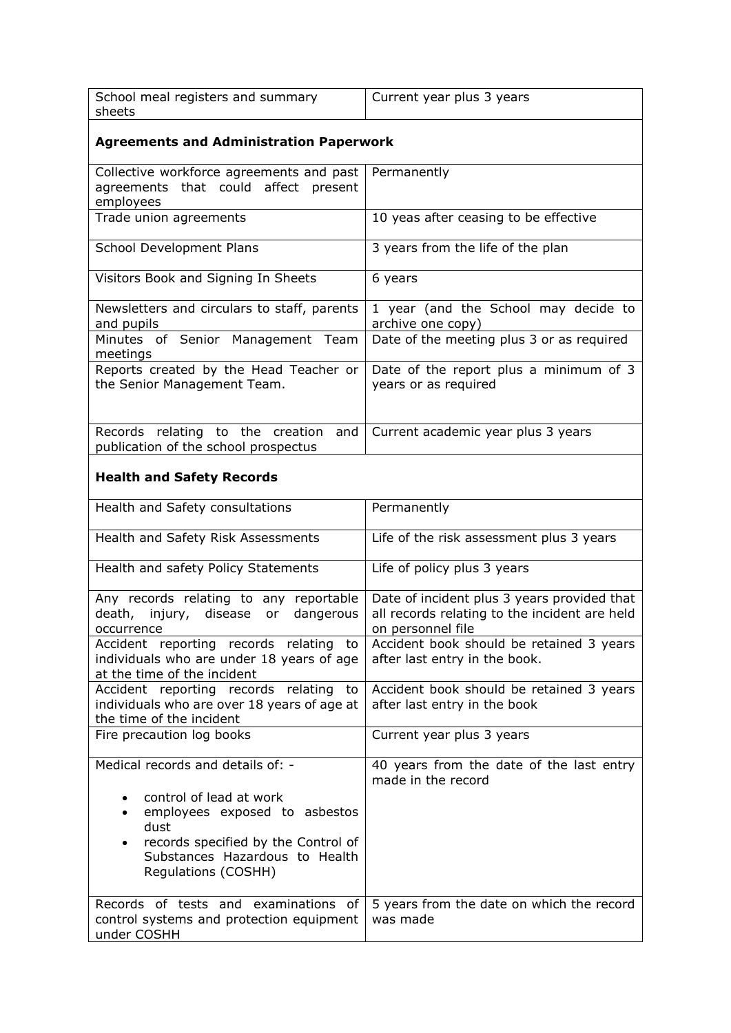| School meal registers and summary sheets | Current year plus 3 years |
|---|---|
| **Agreements and Administration Paperwork** | |
| Collective workforce agreements and past agreements that could affect present employees | Permanently |
| Trade union agreements | 10 yeas after ceasing to be effective |
| School Development Plans | 3 years from the life of the plan |
| Visitors Book and Signing In Sheets | 6 years |
| Newsletters and circulars to staff, parents and pupils | 1 year (and the School may decide to archive one copy) |
| Minutes of Senior Management Team meetings | Date of the meeting plus 3 or as required |
| Reports created by the Head Teacher or the Senior Management Team. | Date of the report plus a minimum of 3 years or as required |
| Records relating to the creation and publication of the school prospectus | Current academic year plus 3 years |
| **Health and Safety Records** | |
| Health and Safety consultations | Permanently |
| Health and Safety Risk Assessments | Life of the risk assessment plus 3 years |
| Health and safety Policy Statements | Life of policy plus 3 years |
| Any records relating to any reportable death, injury, disease or dangerous occurrence | Date of incident plus 3 years provided that all records relating to the incident are held on personnel file |
| Accident reporting records relating to individuals who are under 18 years of age at the time of the incident | Accident book should be retained 3 years after last entry in the book. |
| Accident reporting records relating to individuals who are over 18 years of age at the time of the incident | Accident book should be retained 3 years after last entry in the book |
| Fire precaution log books | Current year plus 3 years |
| Medical records and details of: - <br>• control of lead at work <br>• employees exposed to asbestos dust <br>• records specified by the Control of Substances Hazardous to Health Regulations (COSHH) | 40 years from the date of the last entry made in the record |
| Records of tests and examinations of control systems and protection equipment under COSHH | 5 years from the date on which the record was made |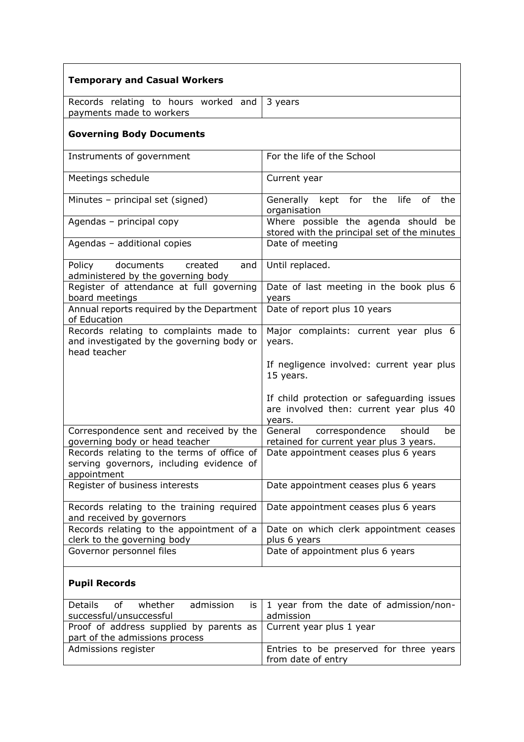| **Temporary and Casual Workers** | |
|---|---|
| Records relating to hours worked and payments made to workers | 3 years |
| **Governing Body Documents** | |
| Instruments of government | For the life of the School |
| Meetings schedule | Current year |
| Minutes – principal set (signed) | Generally kept for the life of the organisation |
| Agendas – principal copy | Where possible the agenda should be stored with the principal set of the minutes |
| Agendas – additional copies | Date of meeting |
| Policy documents created and administered by the governing body | Until replaced. |
| Register of attendance at full governing board meetings | Date of last meeting in the book plus 6 years |
| Annual reports required by the Department of Education | Date of report plus 10 years |
| Records relating to complaints made to and investigated by the governing body or head teacher | Major complaints: current year plus 6 years.<br><br>If negligence involved: current year plus 15 years.<br><br>If child protection or safeguarding issues are involved then: current year plus 40 years. |
| Correspondence sent and received by the governing body or head teacher | General correspondence should be retained for current year plus 3 years. |
| Records relating to the terms of office of serving governors, including evidence of appointment | Date appointment ceases plus 6 years |
| Register of business interests | Date appointment ceases plus 6 years |
| Records relating to the training required and received by governors | Date appointment ceases plus 6 years |
| Records relating to the appointment of a clerk to the governing body | Date on which clerk appointment ceases plus 6 years |
| Governor personnel files | Date of appointment plus 6 years |
| **Pupil Records** | |
| Details of whether admission is successful/unsuccessful | 1 year from the date of admission/non-admission |
| Proof of address supplied by parents as part of the admissions process | Current year plus 1 year |
| Admissions register | Entries to be preserved for three years from date of entry |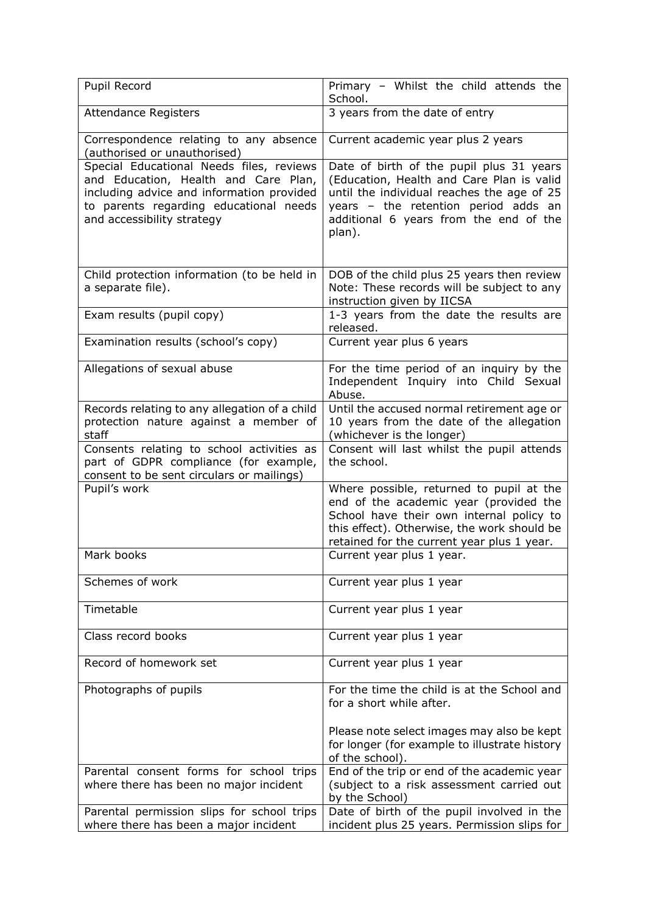| Pupil Record | Primary – Whilst the child attends the School. |
|---|---|
| Attendance Registers | 3 years from the date of entry |
| Correspondence relating to any absence (authorised or unauthorised) | Current academic year plus 2 years |
| Special Educational Needs files, reviews and Education, Health and Care Plan, including advice and information provided to parents regarding educational needs and accessibility strategy | Date of birth of the pupil plus 31 years (Education, Health and Care Plan is valid until the individual reaches the age of 25 years – the retention period adds an additional 6 years from the end of the plan). |
| Child protection information (to be held in a separate file). | DOB of the child plus 25 years then review Note: These records will be subject to any instruction given by IICSA |
| Exam results (pupil copy) | 1-3 years from the date the results are released. |
| Examination results (school's copy) | Current year plus 6 years |
| Allegations of sexual abuse | For the time period of an inquiry by the Independent Inquiry into Child Sexual Abuse. |
| Records relating to any allegation of a child protection nature against a member of staff | Until the accused normal retirement age or 10 years from the date of the allegation (whichever is the longer) |
| Consents relating to school activities as part of GDPR compliance (for example, consent to be sent circulars or mailings) | Consent will last whilst the pupil attends the school. |
| Pupil's work | Where possible, returned to pupil at the end of the academic year (provided the School have their own internal policy to this effect). Otherwise, the work should be retained for the current year plus 1 year. |
| Mark books | Current year plus 1 year. |
| Schemes of work | Current year plus 1 year |
| Timetable | Current year plus 1 year |
| Class record books | Current year plus 1 year |
| Record of homework set | Current year plus 1 year |
| Photographs of pupils | For the time the child is at the School and for a short while after.<br><br>Please note select images may also be kept for longer (for example to illustrate history of the school). |
| Parental consent forms for school trips where there has been no major incident | End of the trip or end of the academic year (subject to a risk assessment carried out by the School) |
| Parental permission slips for school trips where there has been a major incident | Date of birth of the pupil involved in the incident plus 25 years. Permission slips for |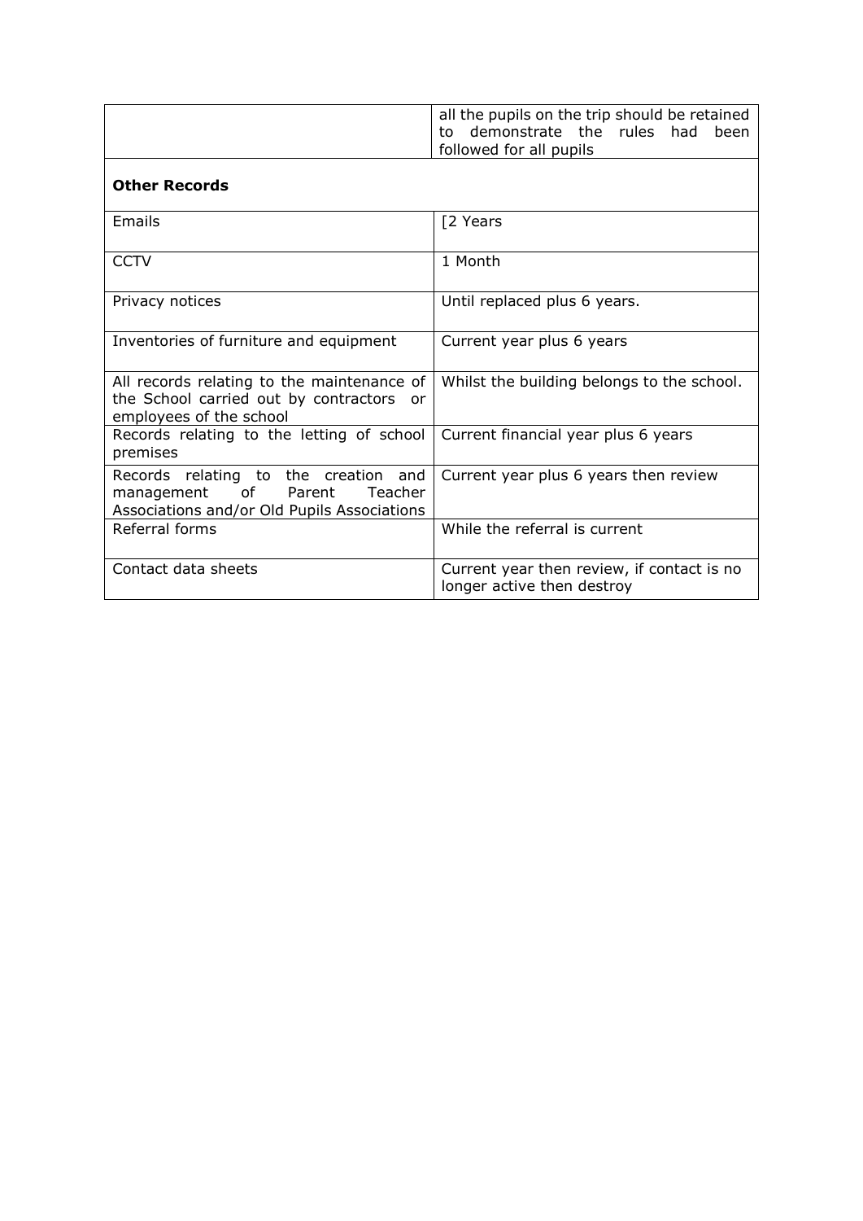| | |
|---|---|
| | all the pupils on the trip should be retained to demonstrate the rules had been followed for all pupils |
| **Other Records** | |
| Emails | [2 Years |
| CCTV | 1 Month |
| Privacy notices | Until replaced plus 6 years. |
| Inventories of furniture and equipment | Current year plus 6 years |
| All records relating to the maintenance of the School carried out by contractors or employees of the school | Whilst the building belongs to the school. |
| Records relating to the letting of school premises | Current financial year plus 6 years |
| Records relating to the creation and management of Parent Teacher Associations and/or Old Pupils Associations | Current year plus 6 years then review |
| Referral forms | While the referral is current |
| Contact data sheets | Current year then review, if contact is no longer active then destroy |